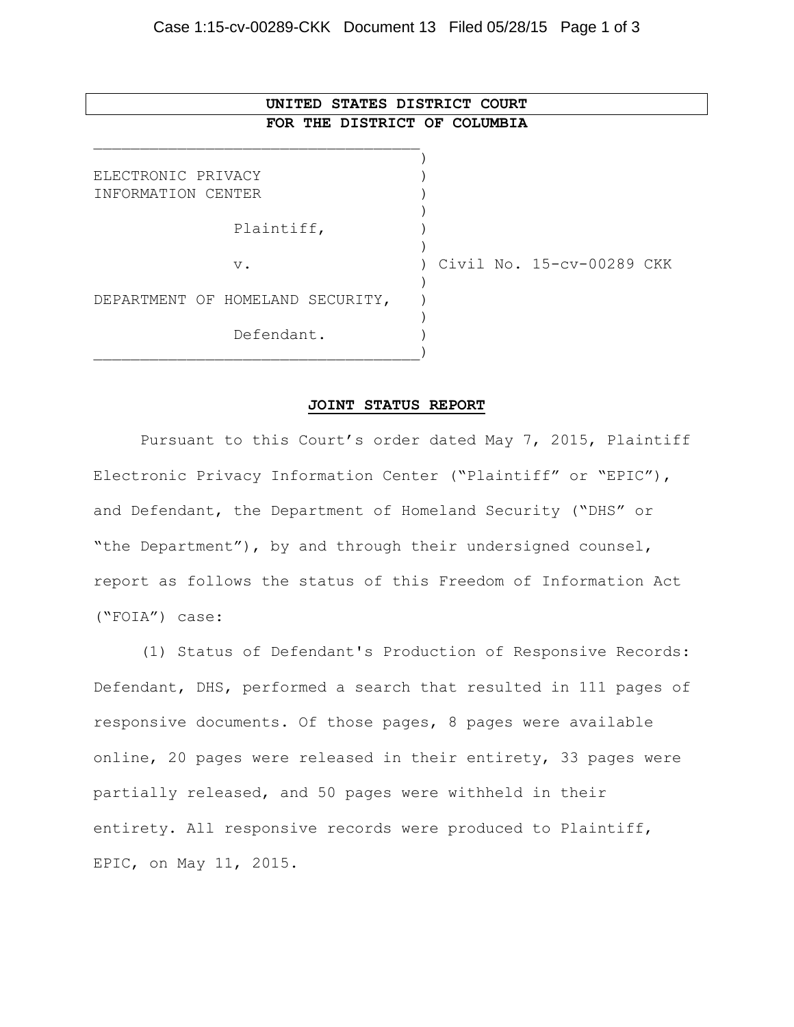**UNITED STATES DISTRICT COURT**
**FOR THE DISTRICT OF COLUMBIA**

| | |
|---|---|
| ELECTRONIC PRIVACY INFORMATION CENTER | |
| Plaintiff, | |
| v. | Civil No. 15-cv-00289 CKK |
| DEPARTMENT OF HOMELAND SECURITY, | |
| Defendant. | |

## **JOINT STATUS REPORT**

Pursuant to this Court's order dated May 7, 2015, Plaintiff Electronic Privacy Information Center ("Plaintiff" or "EPIC"), and Defendant, the Department of Homeland Security ("DHS" or "the Department"), by and through their undersigned counsel, report as follows the status of this Freedom of Information Act ("FOIA") case:

(1) Status of Defendant's Production of Responsive Records: Defendant, DHS, performed a search that resulted in 111 pages of responsive documents. Of those pages, 8 pages were available online, 20 pages were released in their entirety, 33 pages were partially released, and 50 pages were withheld in their entirety. All responsive records were produced to Plaintiff, EPIC, on May 11, 2015.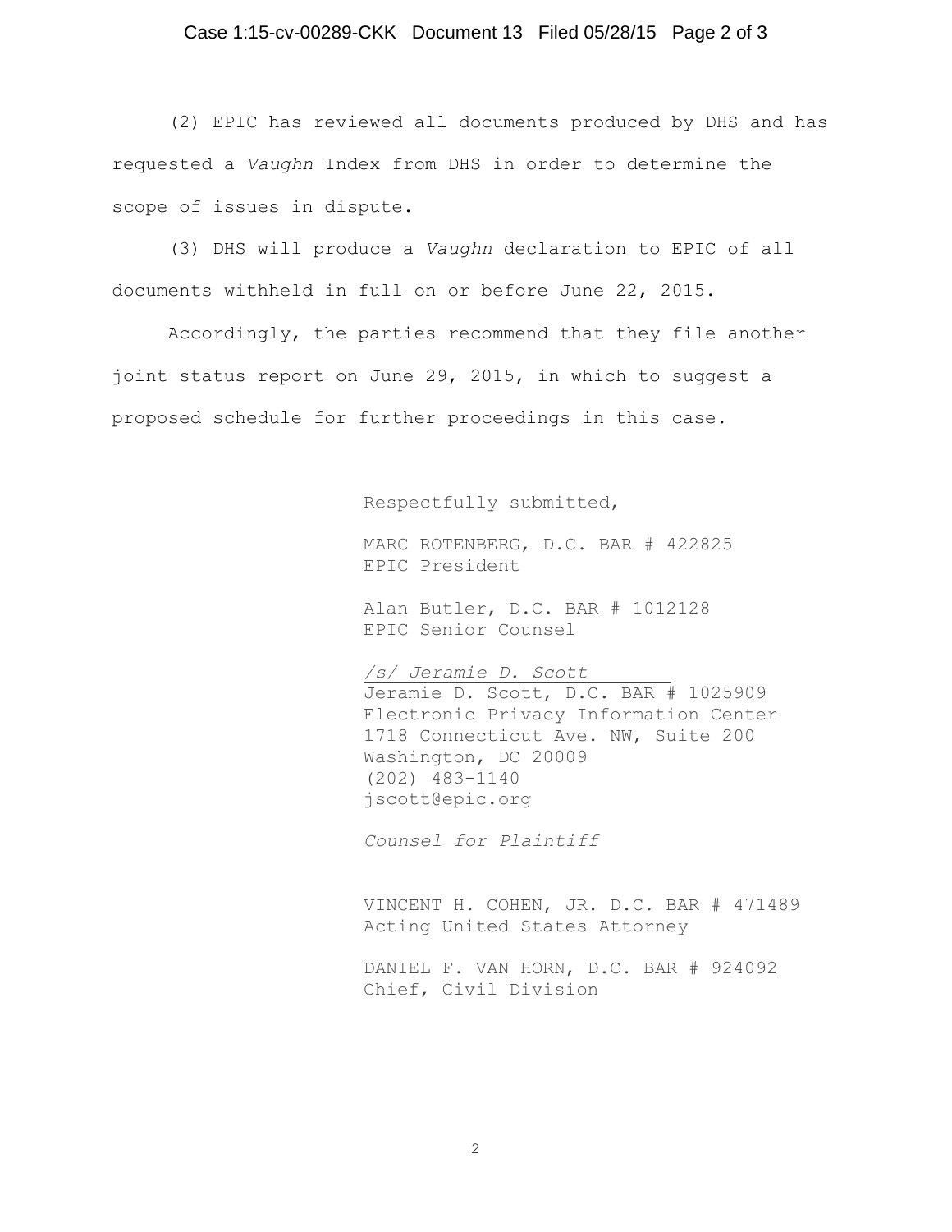(2) EPIC has reviewed all documents produced by DHS and has requested a *Vaughn* Index from DHS in order to determine the scope of issues in dispute.

(3) DHS will produce a *Vaughn* declaration to EPIC of all documents withheld in full on or before June 22, 2015.

Accordingly, the parties recommend that they file another joint status report on June 29, 2015, in which to suggest a proposed schedule for further proceedings in this case.

Respectfully submitted,

MARC ROTENBERG, D.C. BAR # 422825
EPIC President

Alan Butler, D.C. BAR # 1012128
EPIC Senior Counsel

*/s/ Jeramie D. Scott*
Jeramie D. Scott, D.C. BAR # 1025909
Electronic Privacy Information Center
1718 Connecticut Ave. NW, Suite 200
Washington, DC 20009
(202) 483-1140
jscott@epic.org

*Counsel for Plaintiff*

VINCENT H. COHEN, JR. D.C. BAR # 471489
Acting United States Attorney

DANIEL F. VAN HORN, D.C. BAR # 924092
Chief, Civil Division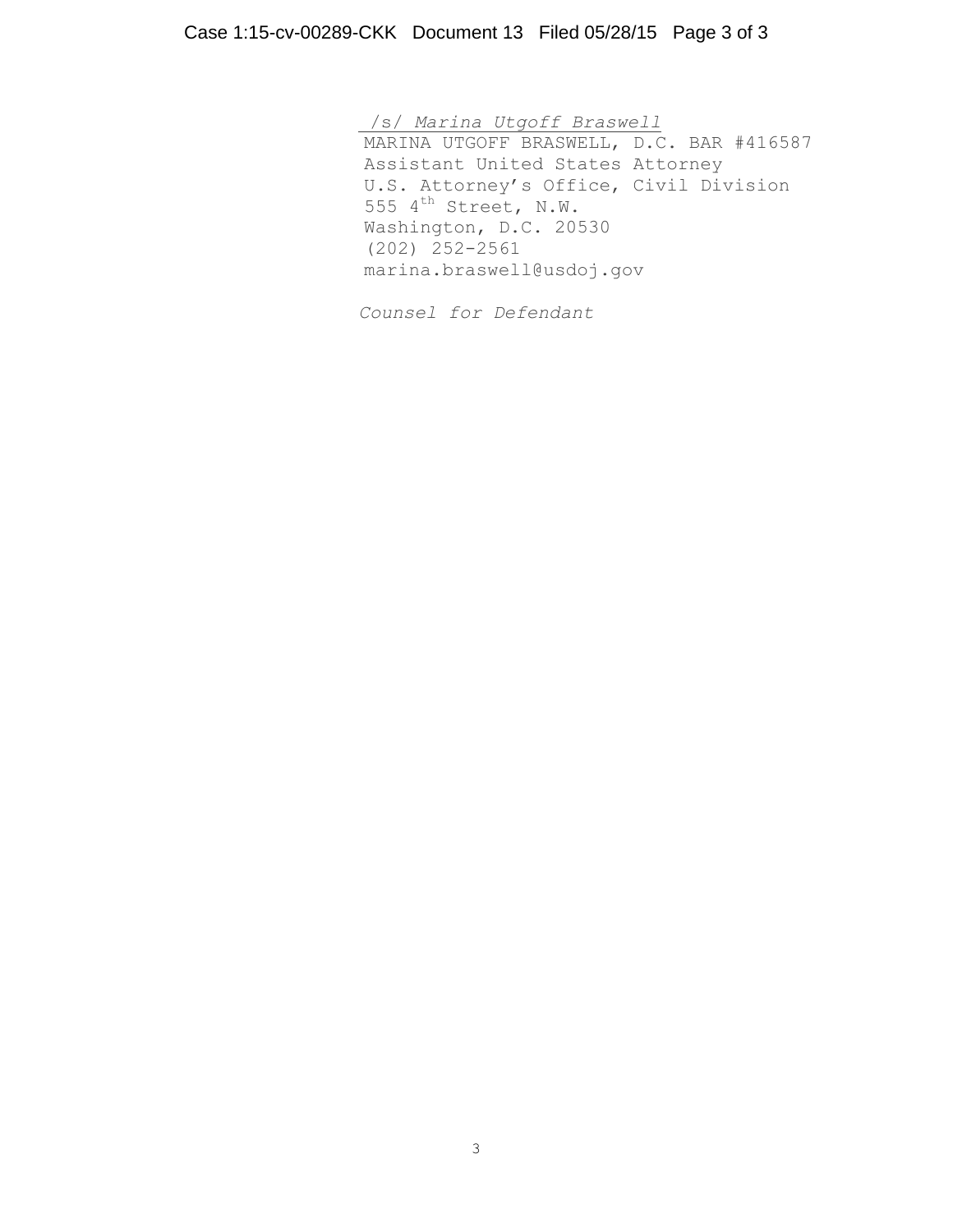/s/ *Marina Utgoff Braswell*
MARINA UTGOFF BRASWELL, D.C. BAR #416587
Assistant United States Attorney
U.S. Attorney's Office, Civil Division
555 4th Street, N.W.
Washington, D.C. 20530
(202) 252-2561
marina.braswell@usdoj.gov

*Counsel for Defendant*